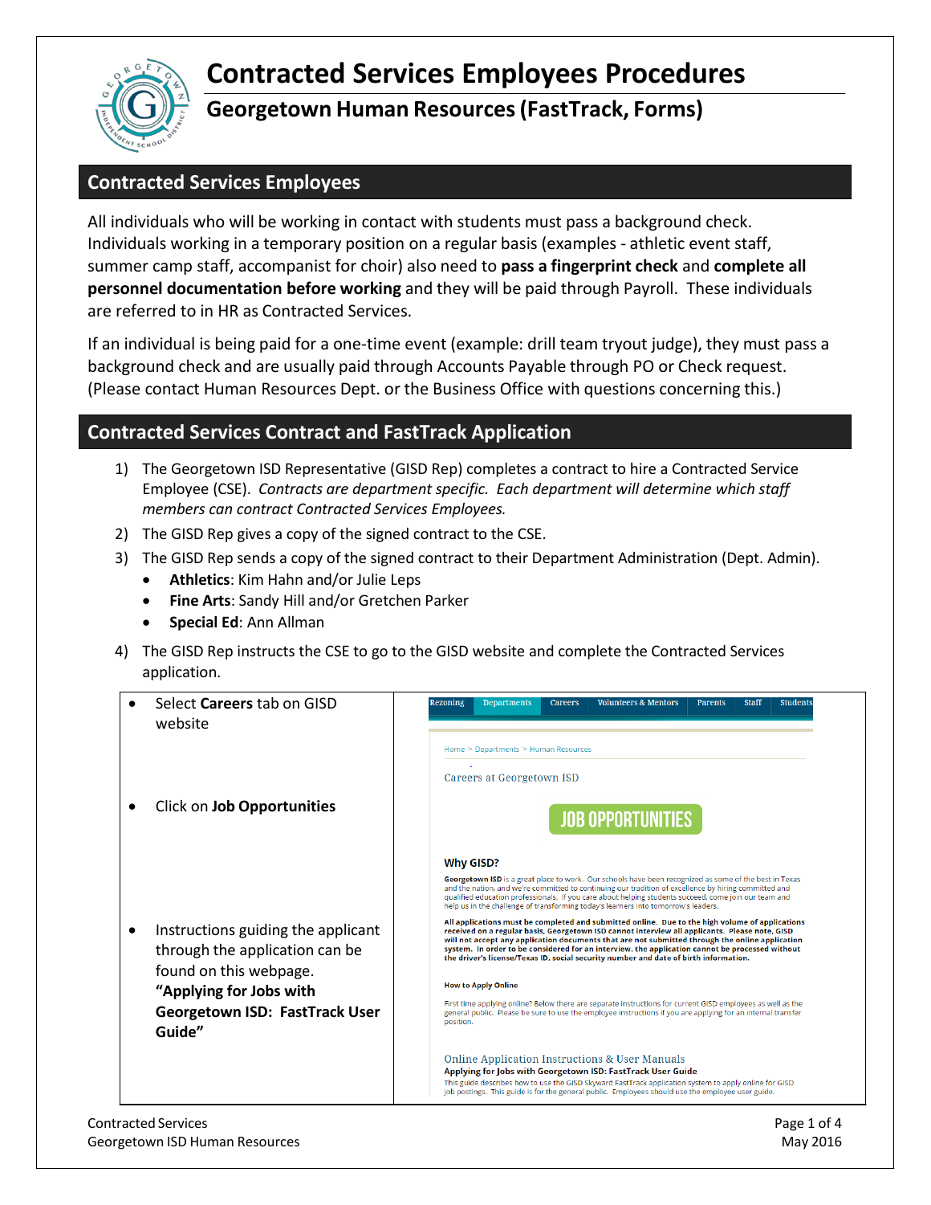# Contracted Services Employees Procedures

## Georgetown Human Resources (FastTrack, Forms)

## Contracted Services Employees

All individuals who will be working in contact with students must pass a background check. Individuals working in a temporary position on a regular basis (examples - athletic event staff, summer camp staff, accompanist for choir) also need to **pass a fingerprint check** and **complete all personnel documentation before working** and they will be paid through Payroll. These individuals are referred to in HR as Contracted Services.

If an individual is being paid for a one-time event (example: drill team tryout judge), they must pass a background check and are usually paid through Accounts Payable through PO or Check request. (Please contact Human Resources Dept. or the Business Office with questions concerning this.)

## Contracted Services Contract and FastTrack Application

1) The Georgetown ISD Representative (GISD Rep) completes a contract to hire a Contracted Service Employee (CSE). *Contracts are department specific. Each department will determine which staff members can contract Contracted Services Employees.*
2) The GISD Rep gives a copy of the signed contract to the CSE.
3) The GISD Rep sends a copy of the signed contract to their Department Administration (Dept. Admin).
   - **Athletics**: Kim Hahn and/or Julie Leps
   - **Fine Arts**: Sandy Hill and/or Gretchen Parker
   - **Special Ed**: Ann Allman
4) The GISD Rep instructs the CSE to go to the GISD website and complete the Contracted Services application.

| Instructions | Website |
|---|---|
| • Select **Careers** tab on GISD website<br><br>• Click on **Job Opportunities**<br><br>• Instructions guiding the applicant through the application can be found on this webpage. **"Applying for Jobs with Georgetown ISD: FastTrack User Guide"** | Rezoning / Departments / Careers / Volunteers & Mentors / Parents / Staff / Students<br><br>Home > Departments > Human Resources<br><br>Careers at Georgetown ISD<br><br>JOB OPPORTUNITIES<br><br>**Why GISD?**<br>**Georgetown ISD** is a great place to work. Our schools have been recognized as some of the best in Texas and the nation, and we're committed to continuing our tradition of excellence by hiring committed and qualified education professionals. If you care about helping students succeed, come join our team and help us in the challenge of transforming today's learners into tomorrow's leaders.<br><br>**All applications must be completed and submitted online. Due to the high volume of applications received on a regular basis, Georgetown ISD cannot interview all applicants. Please note, GISD will not accept any application documents that are not submitted through the online application system. In order to be considered for an interview, the application cannot be processed without the driver's license/Texas ID, social security number and date of birth information.**<br><br>**How to Apply Online**<br>First time applying online? Below there are separate instructions for current GISD employees as well as the general public. Please be sure to use the employee instructions if you are applying for an internal transfer position.<br><br>Online Application Instructions & User Manuals<br>**Applying for Jobs with Georgetown ISD: FastTrack User Guide**<br>This guide describes how to use the GISD Skyward FastTrack application system to apply online for GISD job postings. This guide is for the general public. Employees should use the employee user guide. |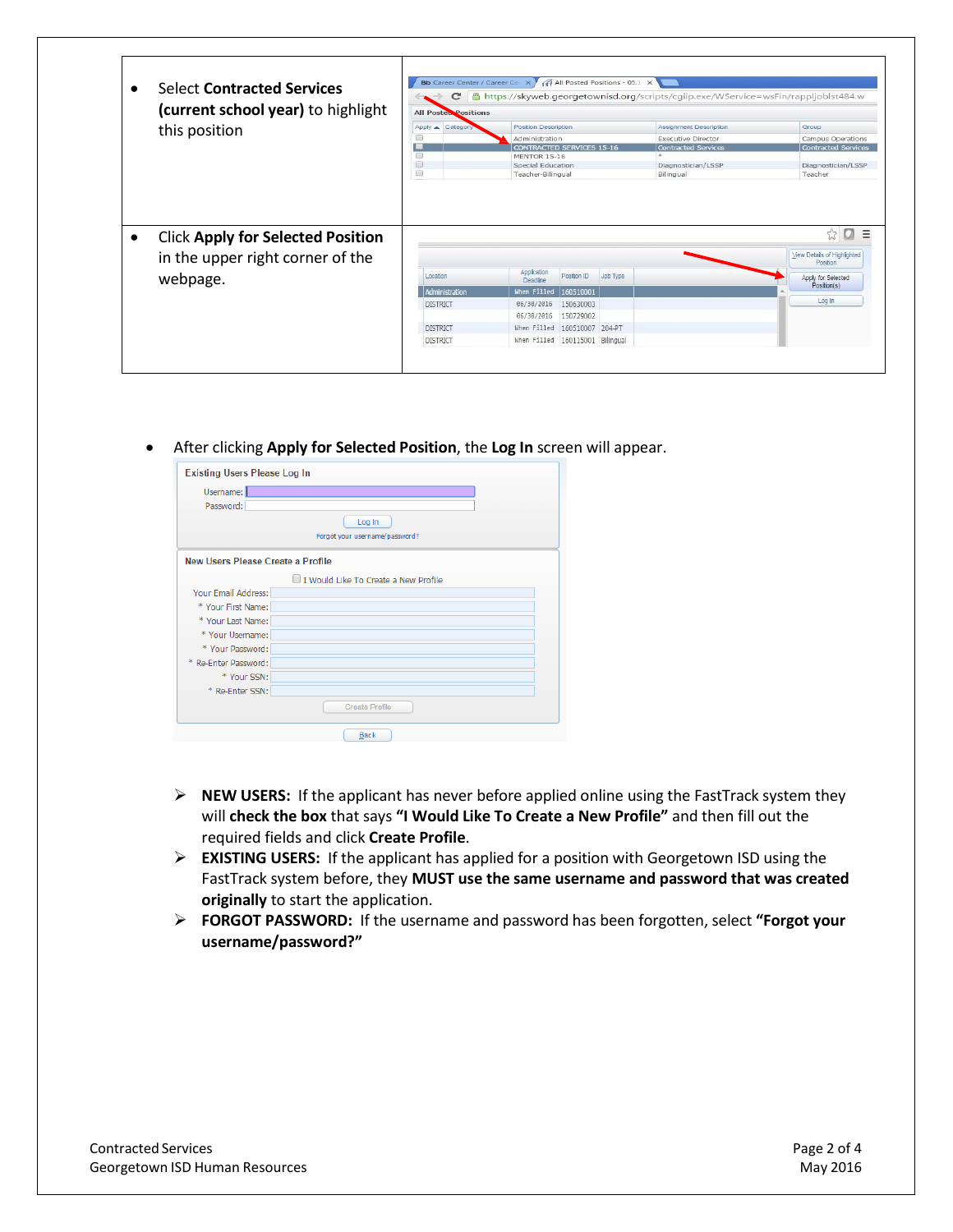| | |
|---|---|
| • Select **Contracted Services (current school year)** to highlight this position | |
| • Click **Apply for Selected Position** in the upper right corner of the webpage. | |

- After clicking **Apply for Selected Position**, the **Log In** screen will appear.

  - **NEW USERS:** If the applicant has never before applied online using the FastTrack system they will **check the box** that says **"I Would Like To Create a New Profile"** and then fill out the required fields and click **Create Profile**.
  - **EXISTING USERS:** If the applicant has applied for a position with Georgetown ISD using the FastTrack system before, they **MUST use the same username and password that was created originally** to start the application.
  - **FORGOT PASSWORD:** If the username and password has been forgotten, select **"Forgot your username/password?"**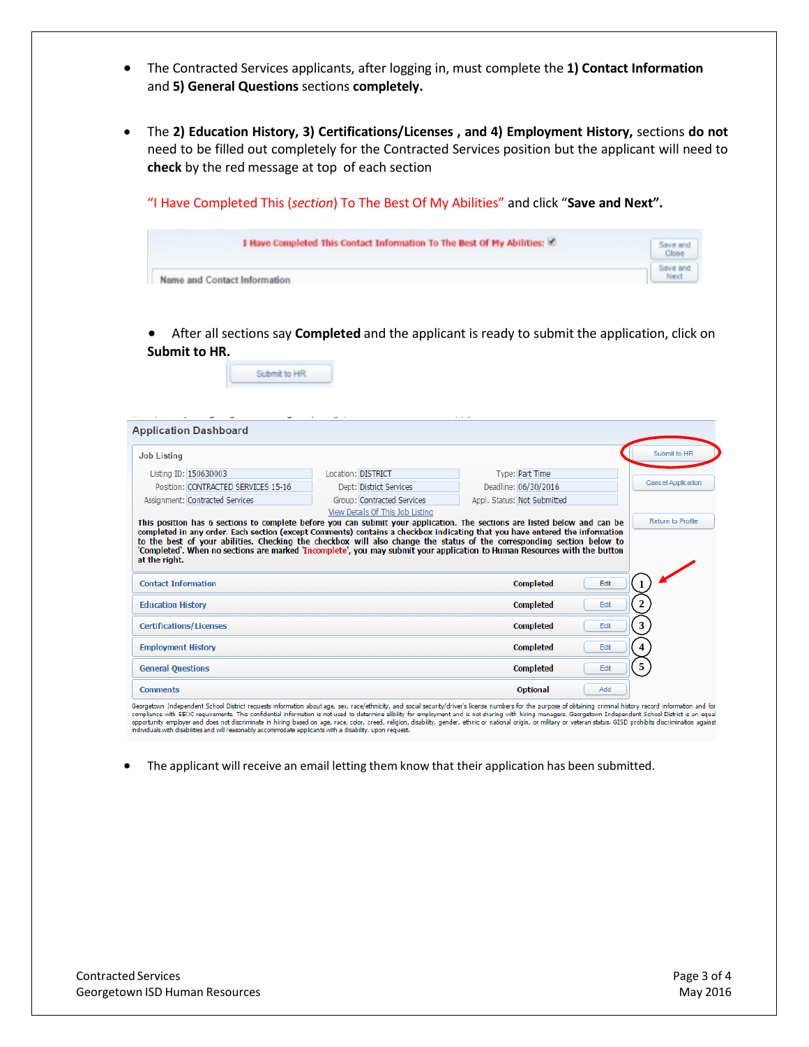- The Contracted Services applicants, after logging in, must complete the **1) Contact Information** and **5) General Questions** sections **completely.**

- The **2) Education History, 3) Certifications/Licenses , and 4) Employment History,** sections **do not** need to be filled out completely for the Contracted Services position but the applicant will need to **check** by the red message at top of each section

  "I Have Completed This (*section*) To The Best Of My Abilities" and click "**Save and Next".**

  I Have Completed This Contact Information To The Best Of My Abilities: ☑

  Save and Close | Save and Next

  Name and Contact Information

- After all sections say **Completed** and the applicant is ready to submit the application, click on **Submit to HR.**

  Submit to HR

**Application Dashboard**

**Job Listing**

| | | | | | |
|---|---|---|---|---|---|
| Listing ID: | 150630003 | Location: | DISTRICT | Type: | Part Time |
| Position: | CONTRACTED SERVICES 15-16 | Dept: | District Services | Deadline: | 06/30/2016 |
| Assignment: | Contracted Services | Group: | Contracted Services | Appl. Status: | Not Submitted |

View Details Of This Job Listing

Submit to HR | Cancel Application | Return to Profile

**This position has 6 sections to complete before you can submit your application. The sections are listed below and can be completed in any order. Each section (except Comments) contains a checkbox indicating that you have entered the information to the best of your abilities. Checking the checkbox will also change the status of the corresponding section below to 'Completed'. When no sections are marked 'Incomplete', you may submit your application to Human Resources with the button at the right.**

| Section | Status | Action | |
|---|---|---|---|
| Contact Information | Completed | Edit | 1 |
| Education History | Completed | Edit | 2 |
| Certifications/Licenses | Completed | Edit | 3 |
| Employment History | Completed | Edit | 4 |
| General Questions | Completed | Edit | 5 |
| Comments | Optional | Add | |

Georgetown Independent School District requests information about age, sex, race/ethnicity, and social security/driver's license numbers for the purpose of obtaining criminal history record information and for compliance with EEOC requirements. This confidential information is not used to determine elibity for employment and is not sharing with hiring managers. Georgetown Independent School District is an equal opportunity employer and does not discriminate in hiring based on age, race, color, creed, religion, disability, gender, ethnic or national origin, or military or veteran status. GISD prohibits discrimination against individuals with disabilities and will reasonably accommodate applicants with a disability, upon request.

- The applicant will receive an email letting them know that their application has been submitted.

Contracted Services
Georgetown ISD Human Resources

May 2016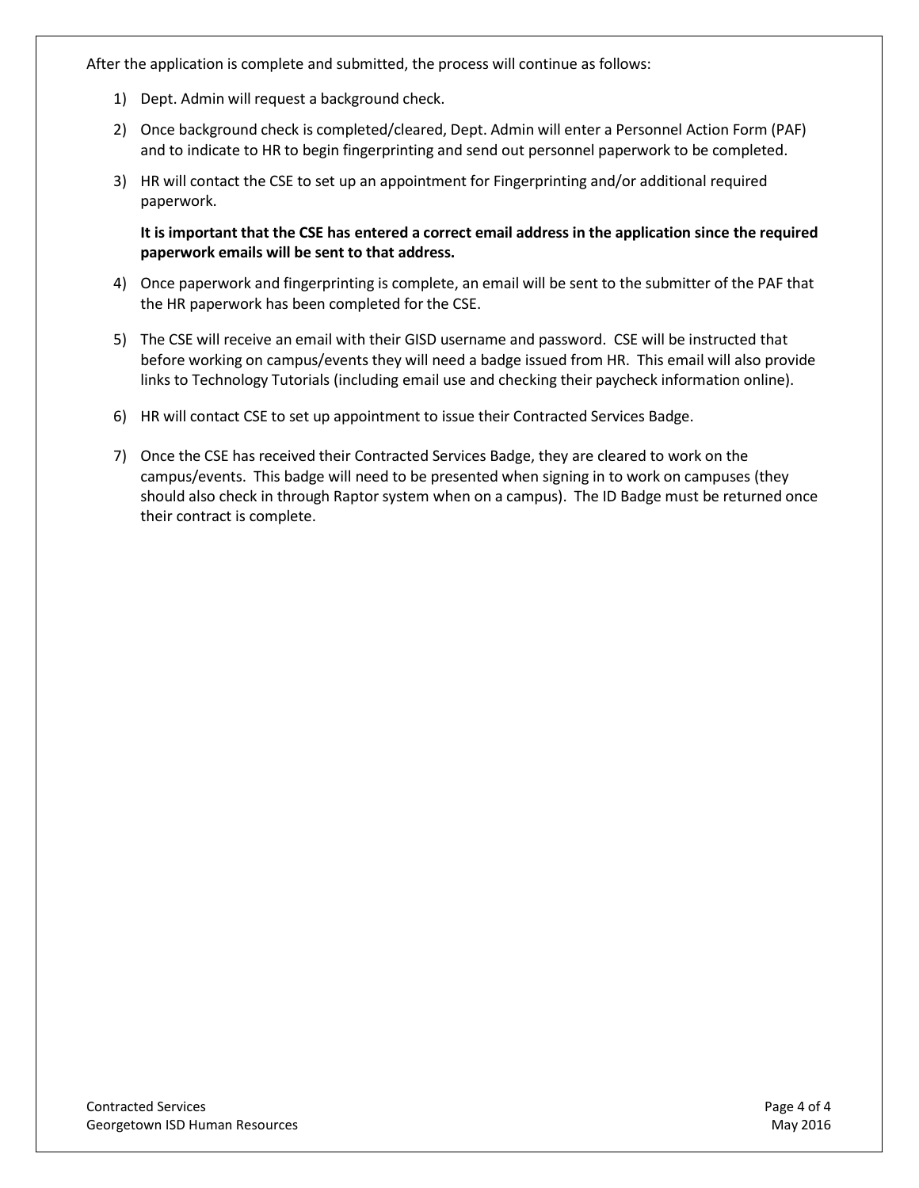After the application is complete and submitted, the process will continue as follows:

1) Dept. Admin will request a background check.
2) Once background check is completed/cleared, Dept. Admin will enter a Personnel Action Form (PAF) and to indicate to HR to begin fingerprinting and send out personnel paperwork to be completed.
3) HR will contact the CSE to set up an appointment for Fingerprinting and/or additional required paperwork.

   **It is important that the CSE has entered a correct email address in the application since the required paperwork emails will be sent to that address.**

4) Once paperwork and fingerprinting is complete, an email will be sent to the submitter of the PAF that the HR paperwork has been completed for the CSE.
5) The CSE will receive an email with their GISD username and password. CSE will be instructed that before working on campus/events they will need a badge issued from HR. This email will also provide links to Technology Tutorials (including email use and checking their paycheck information online).
6) HR will contact CSE to set up appointment to issue their Contracted Services Badge.
7) Once the CSE has received their Contracted Services Badge, they are cleared to work on the campus/events. This badge will need to be presented when signing in to work on campuses (they should also check in through Raptor system when on a campus). The ID Badge must be returned once their contract is complete.